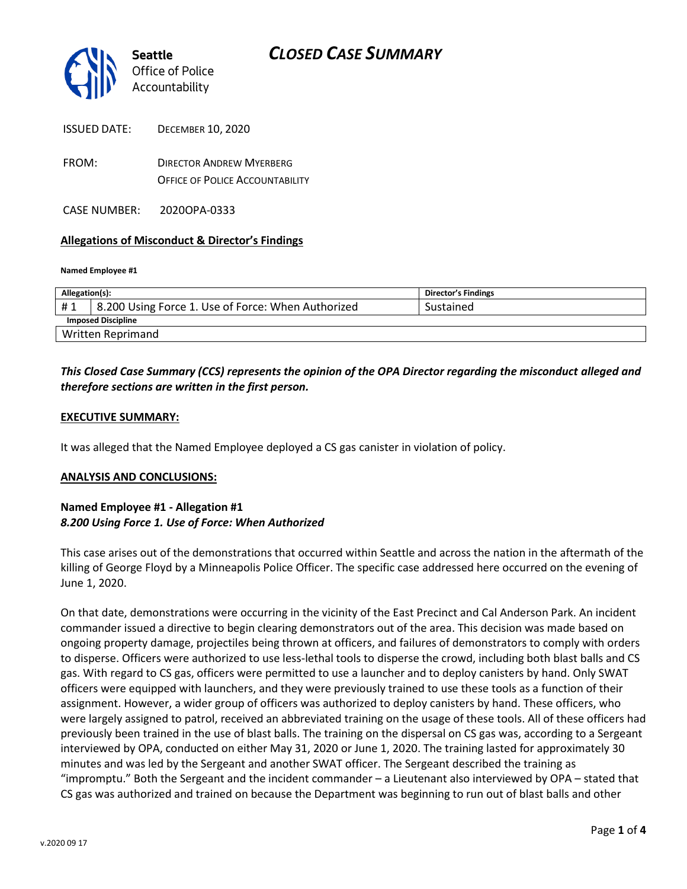# CLOSED CASE SUMMARY

Seattle Office of Police Accountability

ISSUED DATE: DECEMBER 10, 2020

FROM: DIRECTOR ANDREW MYERBERG
OFFICE OF POLICE ACCOUNTABILITY

CASE NUMBER: 2020OPA-0333

**Allegations of Misconduct & Director's Findings**

**Named Employee #1**

| Allegation(s): | | Director's Findings |
|---|---|---|
| # 1 | 8.200 Using Force 1. Use of Force: When Authorized | Sustained |
| **Imposed Discipline** | | |
| Written Reprimand | | |

***This Closed Case Summary (CCS) represents the opinion of the OPA Director regarding the misconduct alleged and therefore sections are written in the first person.***

**EXECUTIVE SUMMARY:**

It was alleged that the Named Employee deployed a CS gas canister in violation of policy.

**ANALYSIS AND CONCLUSIONS:**

**Named Employee #1 - Allegation #1**
***8.200 Using Force 1. Use of Force: When Authorized***

This case arises out of the demonstrations that occurred within Seattle and across the nation in the aftermath of the killing of George Floyd by a Minneapolis Police Officer. The specific case addressed here occurred on the evening of June 1, 2020.

On that date, demonstrations were occurring in the vicinity of the East Precinct and Cal Anderson Park. An incident commander issued a directive to begin clearing demonstrators out of the area. This decision was made based on ongoing property damage, projectiles being thrown at officers, and failures of demonstrators to comply with orders to disperse. Officers were authorized to use less-lethal tools to disperse the crowd, including both blast balls and CS gas. With regard to CS gas, officers were permitted to use a launcher and to deploy canisters by hand. Only SWAT officers were equipped with launchers, and they were previously trained to use these tools as a function of their assignment. However, a wider group of officers was authorized to deploy canisters by hand. These officers, who were largely assigned to patrol, received an abbreviated training on the usage of these tools. All of these officers had previously been trained in the use of blast balls. The training on the dispersal on CS gas was, according to a Sergeant interviewed by OPA, conducted on either May 31, 2020 or June 1, 2020. The training lasted for approximately 30 minutes and was led by the Sergeant and another SWAT officer. The Sergeant described the training as "impromptu." Both the Sergeant and the incident commander – a Lieutenant also interviewed by OPA – stated that CS gas was authorized and trained on because the Department was beginning to run out of blast balls and other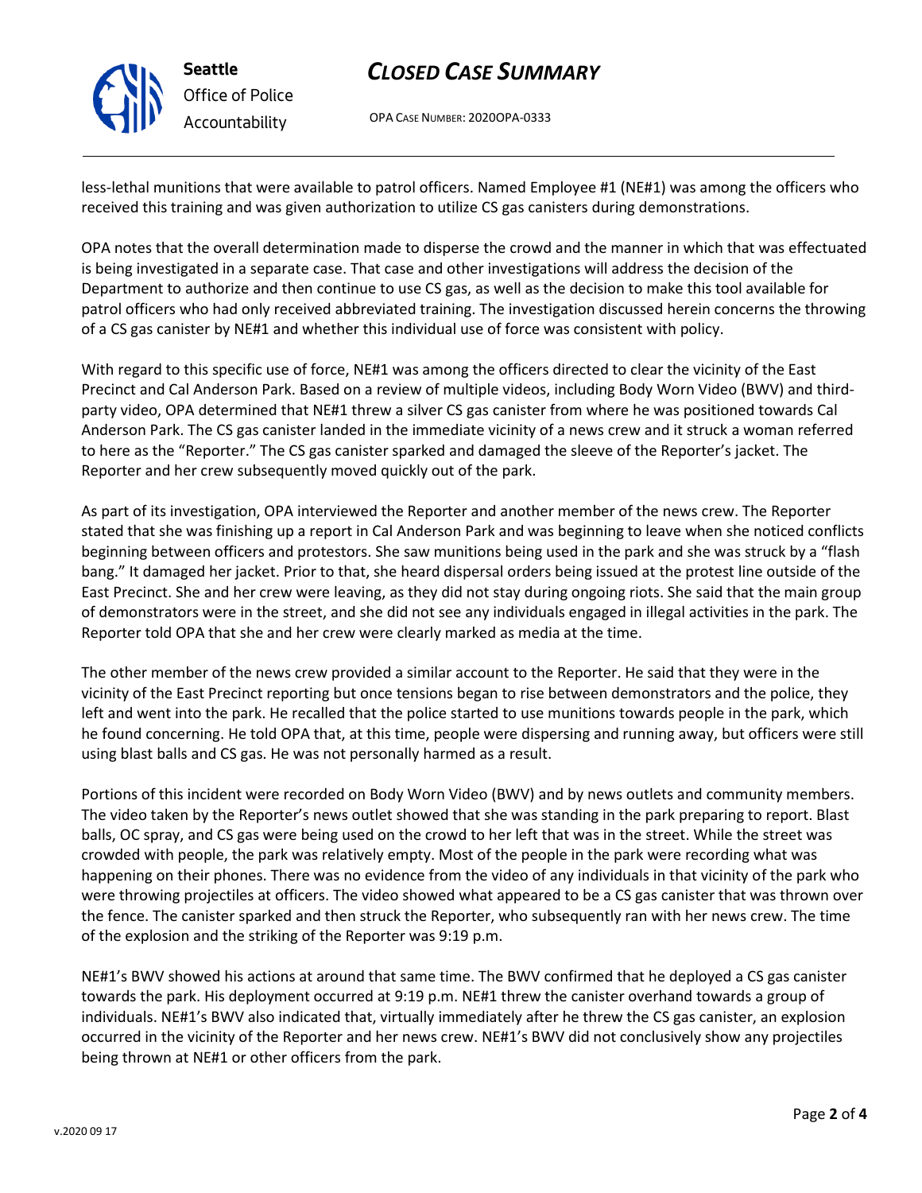less-lethal munitions that were available to patrol officers. Named Employee #1 (NE#1) was among the officers who received this training and was given authorization to utilize CS gas canisters during demonstrations.

OPA notes that the overall determination made to disperse the crowd and the manner in which that was effectuated is being investigated in a separate case. That case and other investigations will address the decision of the Department to authorize and then continue to use CS gas, as well as the decision to make this tool available for patrol officers who had only received abbreviated training. The investigation discussed herein concerns the throwing of a CS gas canister by NE#1 and whether this individual use of force was consistent with policy.

With regard to this specific use of force, NE#1 was among the officers directed to clear the vicinity of the East Precinct and Cal Anderson Park. Based on a review of multiple videos, including Body Worn Video (BWV) and third-party video, OPA determined that NE#1 threw a silver CS gas canister from where he was positioned towards Cal Anderson Park. The CS gas canister landed in the immediate vicinity of a news crew and it struck a woman referred to here as the "Reporter." The CS gas canister sparked and damaged the sleeve of the Reporter's jacket. The Reporter and her crew subsequently moved quickly out of the park.

As part of its investigation, OPA interviewed the Reporter and another member of the news crew. The Reporter stated that she was finishing up a report in Cal Anderson Park and was beginning to leave when she noticed conflicts beginning between officers and protestors. She saw munitions being used in the park and she was struck by a "flash bang." It damaged her jacket. Prior to that, she heard dispersal orders being issued at the protest line outside of the East Precinct. She and her crew were leaving, as they did not stay during ongoing riots. She said that the main group of demonstrators were in the street, and she did not see any individuals engaged in illegal activities in the park. The Reporter told OPA that she and her crew were clearly marked as media at the time.

The other member of the news crew provided a similar account to the Reporter. He said that they were in the vicinity of the East Precinct reporting but once tensions began to rise between demonstrators and the police, they left and went into the park. He recalled that the police started to use munitions towards people in the park, which he found concerning. He told OPA that, at this time, people were dispersing and running away, but officers were still using blast balls and CS gas. He was not personally harmed as a result.

Portions of this incident were recorded on Body Worn Video (BWV) and by news outlets and community members. The video taken by the Reporter's news outlet showed that she was standing in the park preparing to report. Blast balls, OC spray, and CS gas were being used on the crowd to her left that was in the street. While the street was crowded with people, the park was relatively empty. Most of the people in the park were recording what was happening on their phones. There was no evidence from the video of any individuals in that vicinity of the park who were throwing projectiles at officers. The video showed what appeared to be a CS gas canister that was thrown over the fence. The canister sparked and then struck the Reporter, who subsequently ran with her news crew. The time of the explosion and the striking of the Reporter was 9:19 p.m.

NE#1's BWV showed his actions at around that same time. The BWV confirmed that he deployed a CS gas canister towards the park. His deployment occurred at 9:19 p.m. NE#1 threw the canister overhand towards a group of individuals. NE#1's BWV also indicated that, virtually immediately after he threw the CS gas canister, an explosion occurred in the vicinity of the Reporter and her news crew. NE#1's BWV did not conclusively show any projectiles being thrown at NE#1 or other officers from the park.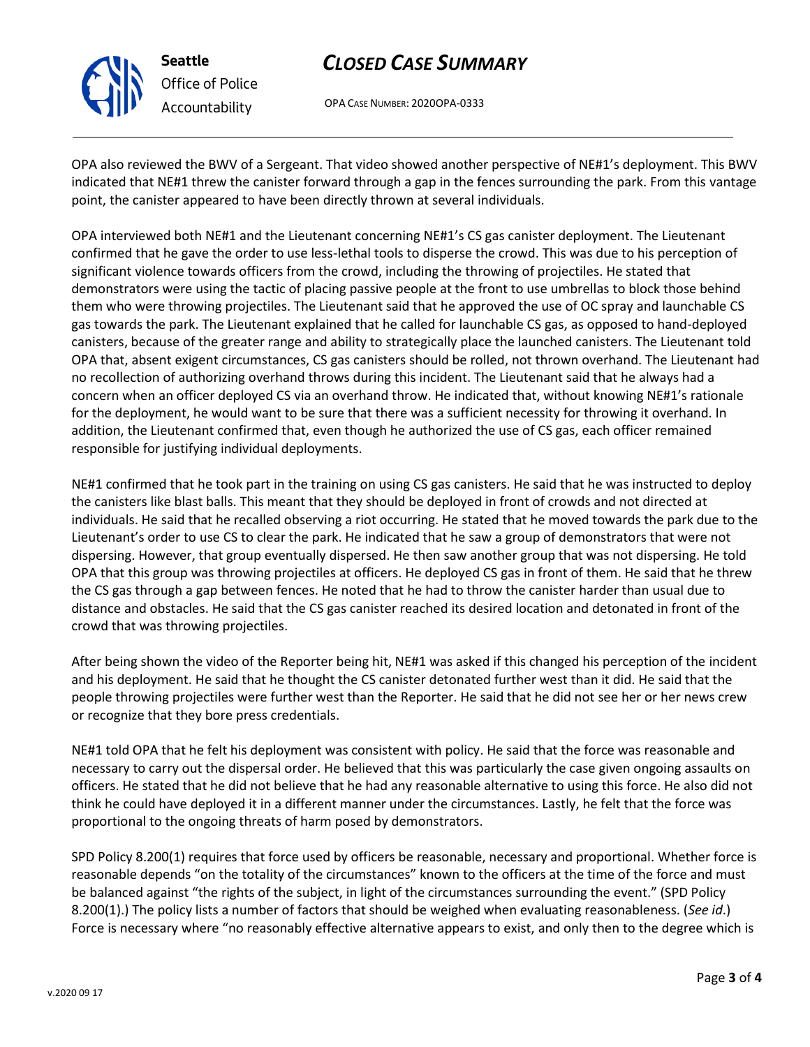OPA also reviewed the BWV of a Sergeant. That video showed another perspective of NE#1's deployment. This BWV indicated that NE#1 threw the canister forward through a gap in the fences surrounding the park. From this vantage point, the canister appeared to have been directly thrown at several individuals.

OPA interviewed both NE#1 and the Lieutenant concerning NE#1's CS gas canister deployment. The Lieutenant confirmed that he gave the order to use less-lethal tools to disperse the crowd. This was due to his perception of significant violence towards officers from the crowd, including the throwing of projectiles. He stated that demonstrators were using the tactic of placing passive people at the front to use umbrellas to block those behind them who were throwing projectiles. The Lieutenant said that he approved the use of OC spray and launchable CS gas towards the park. The Lieutenant explained that he called for launchable CS gas, as opposed to hand-deployed canisters, because of the greater range and ability to strategically place the launched canisters. The Lieutenant told OPA that, absent exigent circumstances, CS gas canisters should be rolled, not thrown overhand. The Lieutenant had no recollection of authorizing overhand throws during this incident. The Lieutenant said that he always had a concern when an officer deployed CS via an overhand throw. He indicated that, without knowing NE#1's rationale for the deployment, he would want to be sure that there was a sufficient necessity for throwing it overhand. In addition, the Lieutenant confirmed that, even though he authorized the use of CS gas, each officer remained responsible for justifying individual deployments.

NE#1 confirmed that he took part in the training on using CS gas canisters. He said that he was instructed to deploy the canisters like blast balls. This meant that they should be deployed in front of crowds and not directed at individuals. He said that he recalled observing a riot occurring. He stated that he moved towards the park due to the Lieutenant's order to use CS to clear the park. He indicated that he saw a group of demonstrators that were not dispersing. However, that group eventually dispersed. He then saw another group that was not dispersing. He told OPA that this group was throwing projectiles at officers. He deployed CS gas in front of them. He said that he threw the CS gas through a gap between fences. He noted that he had to throw the canister harder than usual due to distance and obstacles. He said that the CS gas canister reached its desired location and detonated in front of the crowd that was throwing projectiles.

After being shown the video of the Reporter being hit, NE#1 was asked if this changed his perception of the incident and his deployment. He said that he thought the CS canister detonated further west than it did. He said that the people throwing projectiles were further west than the Reporter. He said that he did not see her or her news crew or recognize that they bore press credentials.

NE#1 told OPA that he felt his deployment was consistent with policy. He said that the force was reasonable and necessary to carry out the dispersal order. He believed that this was particularly the case given ongoing assaults on officers. He stated that he did not believe that he had any reasonable alternative to using this force. He also did not think he could have deployed it in a different manner under the circumstances. Lastly, he felt that the force was proportional to the ongoing threats of harm posed by demonstrators.

SPD Policy 8.200(1) requires that force used by officers be reasonable, necessary and proportional. Whether force is reasonable depends "on the totality of the circumstances" known to the officers at the time of the force and must be balanced against "the rights of the subject, in light of the circumstances surrounding the event." (SPD Policy 8.200(1).) The policy lists a number of factors that should be weighed when evaluating reasonableness. (*See id*.) Force is necessary where "no reasonably effective alternative appears to exist, and only then to the degree which is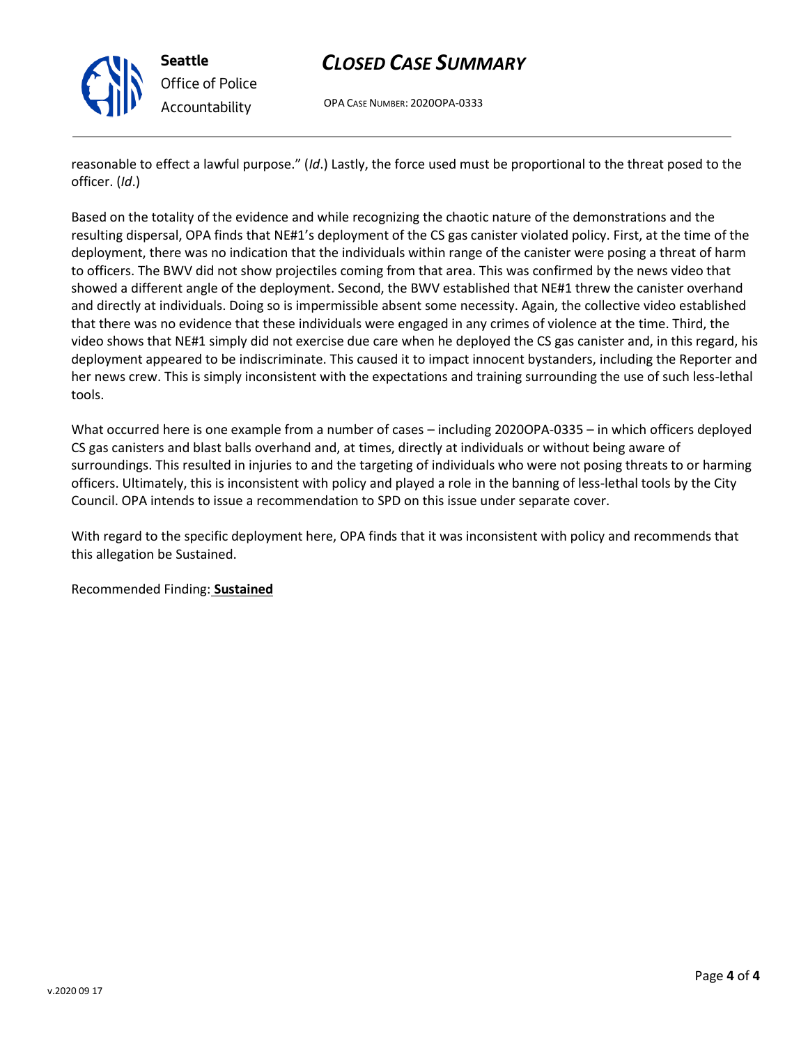reasonable to effect a lawful purpose." (*Id*.) Lastly, the force used must be proportional to the threat posed to the officer. (*Id*.)

Based on the totality of the evidence and while recognizing the chaotic nature of the demonstrations and the resulting dispersal, OPA finds that NE#1's deployment of the CS gas canister violated policy. First, at the time of the deployment, there was no indication that the individuals within range of the canister were posing a threat of harm to officers. The BWV did not show projectiles coming from that area. This was confirmed by the news video that showed a different angle of the deployment. Second, the BWV established that NE#1 threw the canister overhand and directly at individuals. Doing so is impermissible absent some necessity. Again, the collective video established that there was no evidence that these individuals were engaged in any crimes of violence at the time. Third, the video shows that NE#1 simply did not exercise due care when he deployed the CS gas canister and, in this regard, his deployment appeared to be indiscriminate. This caused it to impact innocent bystanders, including the Reporter and her news crew. This is simply inconsistent with the expectations and training surrounding the use of such less-lethal tools.

What occurred here is one example from a number of cases – including 2020OPA-0335 – in which officers deployed CS gas canisters and blast balls overhand and, at times, directly at individuals or without being aware of surroundings. This resulted in injuries to and the targeting of individuals who were not posing threats to or harming officers. Ultimately, this is inconsistent with policy and played a role in the banning of less-lethal tools by the City Council. OPA intends to issue a recommendation to SPD on this issue under separate cover.

With regard to the specific deployment here, OPA finds that it was inconsistent with policy and recommends that this allegation be Sustained.

Recommended Finding: **Sustained**